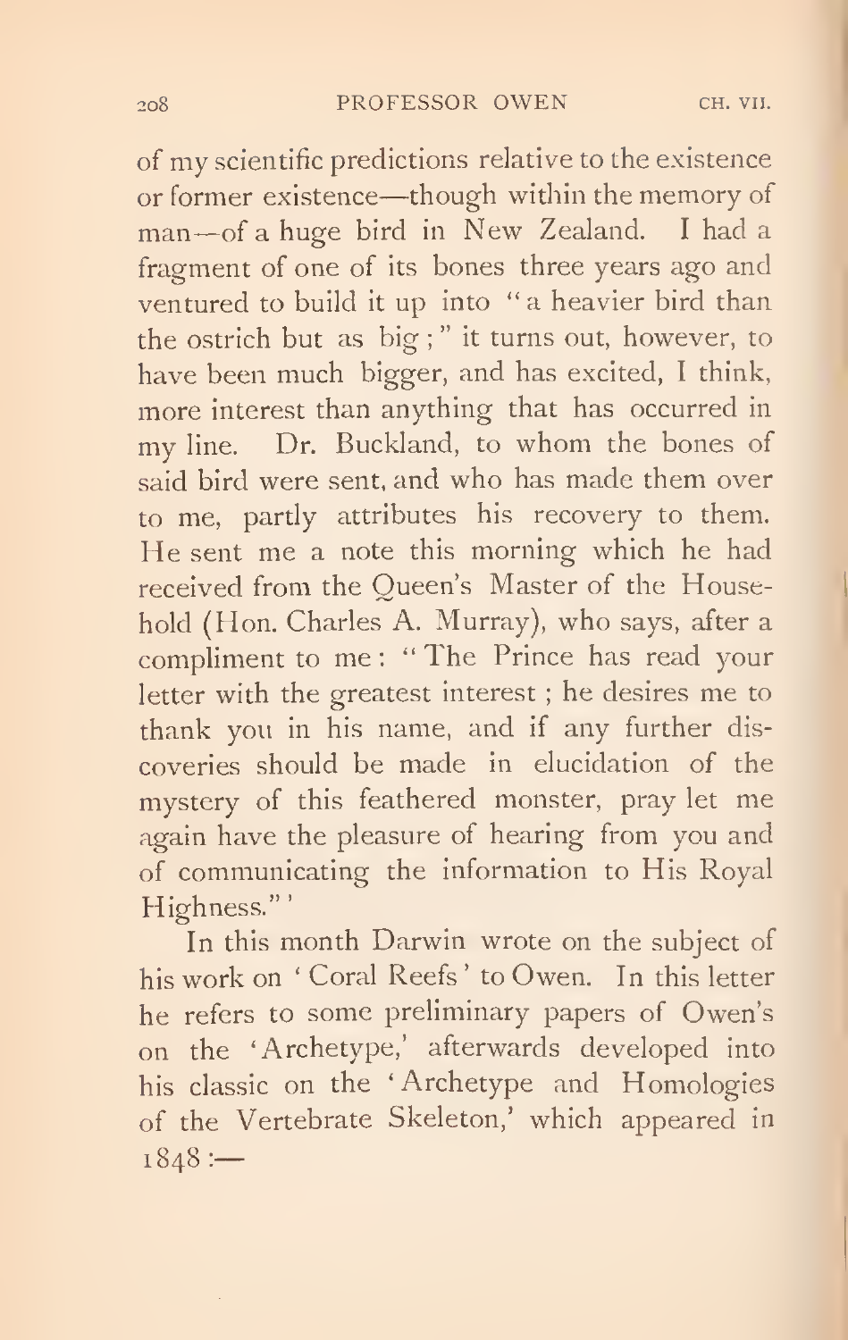of my scientific predictions relative to the existence or former existence—though within the memory of man—of a huge bird in New Zealand. I had a fragment of one of its bones three years ago and ventured to build it up into "a heavier bird than the ostrich but as big;" it turns out, however, to have been much bigger, and has excited, I think, more interest than anything that has occurred in my line. Dr. Buckland, to whom the bones of said bird were sent, and who has made them over to me, partly attributes his recovery to them. He sent me a note this morning which he had received from the Queen's Master of the Household (Hon. Charles A. Murray), who says, after a compliment to me: "The Prince has read your letter with the greatest interest; he desires me to thank you in his name, and if any further discoveries should be made in elucidation of the mystery of this feathered monster, pray let me again have the pleasure of hearing from you and of communicating the information to His Royal Highness."'

In this month Darwin wrote on the subject of his work on 'Coral Reefs' to Owen. In this letter he refers to some preliminary papers of Owen's on the 'Archetype,' afterwards developed into his classic on the 'Archetype and Homologies of the Vertebrate Skeleton,' which appeared in 1848:—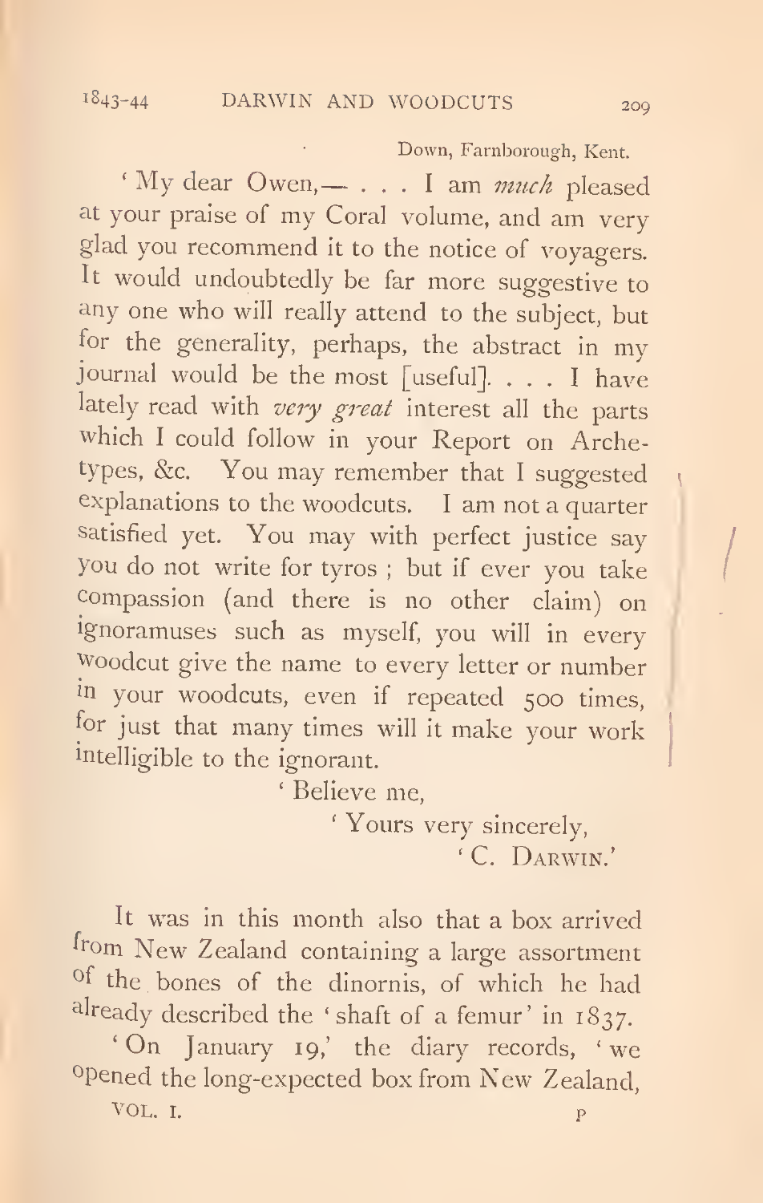Down, Farnborough, Kent.

'My dear Owen,— . . . I am *much* pleased at your praise of my Coral volume, and am very glad you recommend it to the notice of voyagers. It would undoubtedly be far more suggestive to any one who will really attend to the subject, but for the generality, perhaps, the abstract in my journal would be the most [useful]. . . . I have lately read with *very great* interest all the parts which I could follow in your Report on Archetypes, &c. You may remember that I suggested explanations to the woodcuts. I am not a quarter satisfied yet. You may with perfect justice say you do not write for tyros ; but if ever you take compassion (and there is no other claim) on ignoramuses such as myself, you will in every woodcut give the name to every letter or number in your woodcuts, even if repeated 500 times, for just that many times will it make your work intelligible to the ignorant.

'Believe me,

'Yours very sincerely,

'C. Darwin.'

It was in this month also that a box arrived from New Zealand containing a large assortment of the bones of the dinornis, of which he had already described the 'shaft of a femur' in 1837.

'On January 19,' the diary records, 'we opened the long-expected box from New Zealand,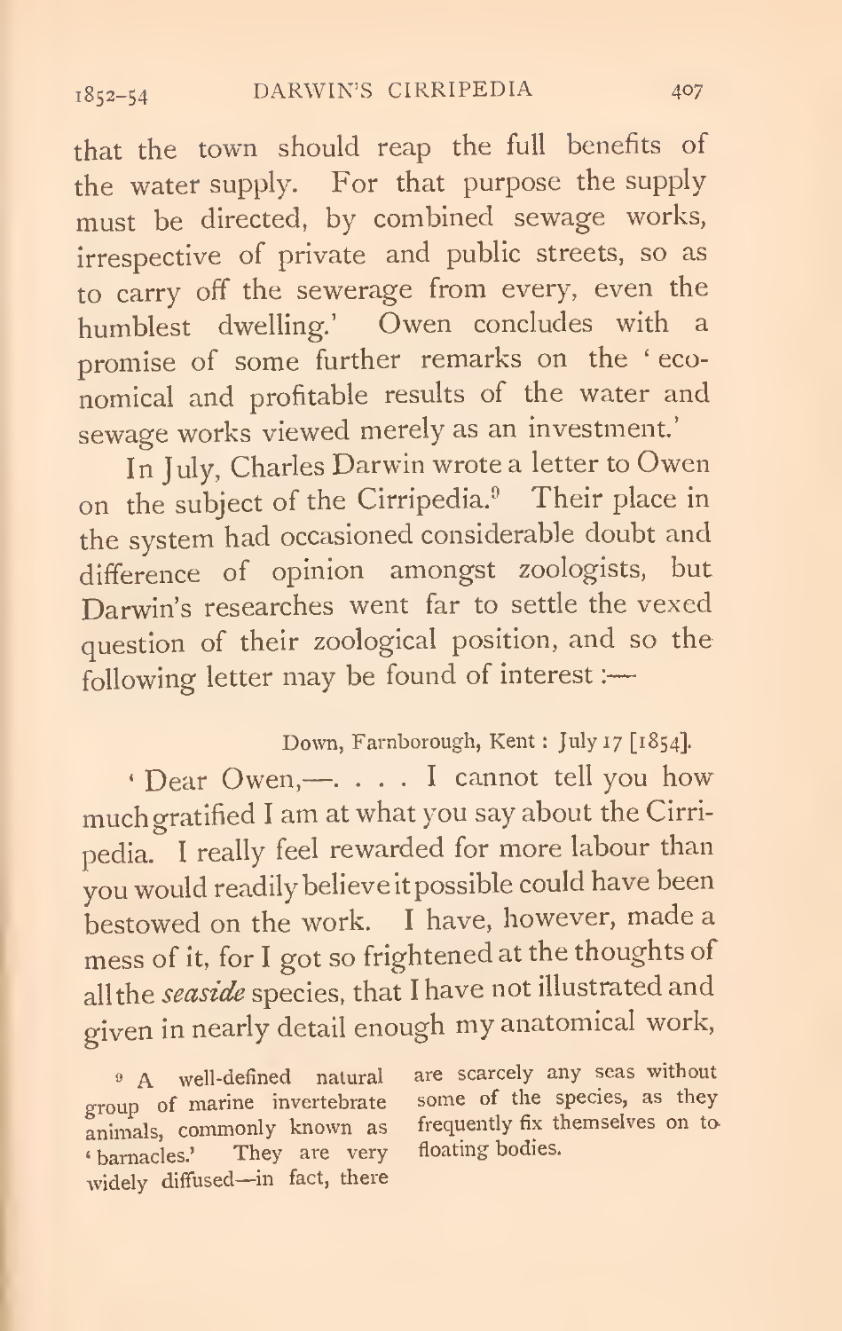that the town should reap the full benefits of the water supply. For that purpose the supply must be directed, by combined sewage works, irrespective of private and public streets, so as to carry off the sewerage from every, even the humblest dwelling.' Owen concludes with a promise of some further remarks on the 'economical and profitable results of the water and sewage works viewed merely as an investment.'

In July, Charles Darwin wrote a letter to Owen on the subject of the Cirripedia.[9] Their place in the system had occasioned considerable doubt and difference of opinion amongst zoologists, but Darwin's researches went far to settle the vexed question of their zoological position, and so the following letter may be found of interest :—

Down, Farnborough, Kent : July 17 [1854].

'Dear Owen,—. . . . I cannot tell you how much gratified I am at what you say about the Cirripedia. I really feel rewarded for more labour than you would readily believe it possible could have been bestowed on the work. I have, however, made a mess of it, for I got so frightened at the thoughts of all the *seaside* species, that I have not illustrated and given in nearly detail enough my anatomical work,

[9] A well-defined natural group of marine invertebrate animals, commonly known as 'barnacles.' They are very widely diffused—in fact, there are scarcely any seas without some of the species, as they frequently fix themselves on to floating bodies.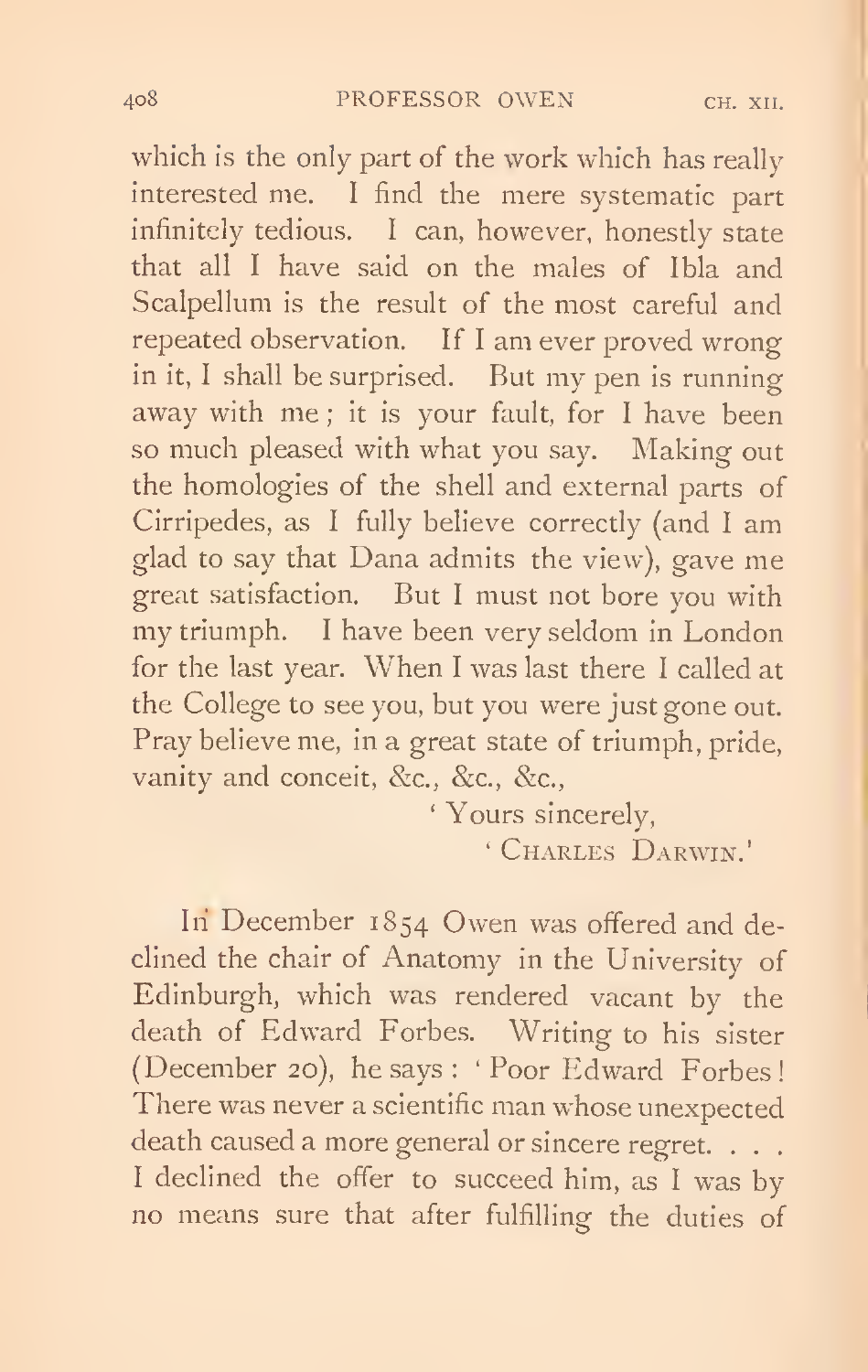which is the only part of the work which has really interested me. I find the mere systematic part infinitely tedious. I can, however, honestly state that all I have said on the males of Ibla and Scalpellum is the result of the most careful and repeated observation. If I am ever proved wrong in it, I shall be surprised. But my pen is running away with me; it is your fault, for I have been so much pleased with what you say. Making out the homologies of the shell and external parts of Cirripedes, as I fully believe correctly (and I am glad to say that Dana admits the view), gave me great satisfaction. But I must not bore you with my triumph. I have been very seldom in London for the last year. When I was last there I called at the College to see you, but you were just gone out. Pray believe me, in a great state of triumph, pride, vanity and conceit, &c., &c., &c.,

'Yours sincerely,

'CHARLES DARWIN.'

In December 1854 Owen was offered and declined the chair of Anatomy in the University of Edinburgh, which was rendered vacant by the death of Edward Forbes. Writing to his sister (December 20), he says: 'Poor Edward Forbes! There was never a scientific man whose unexpected death caused a more general or sincere regret. . . . I declined the offer to succeed him, as I was by no means sure that after fulfilling the duties of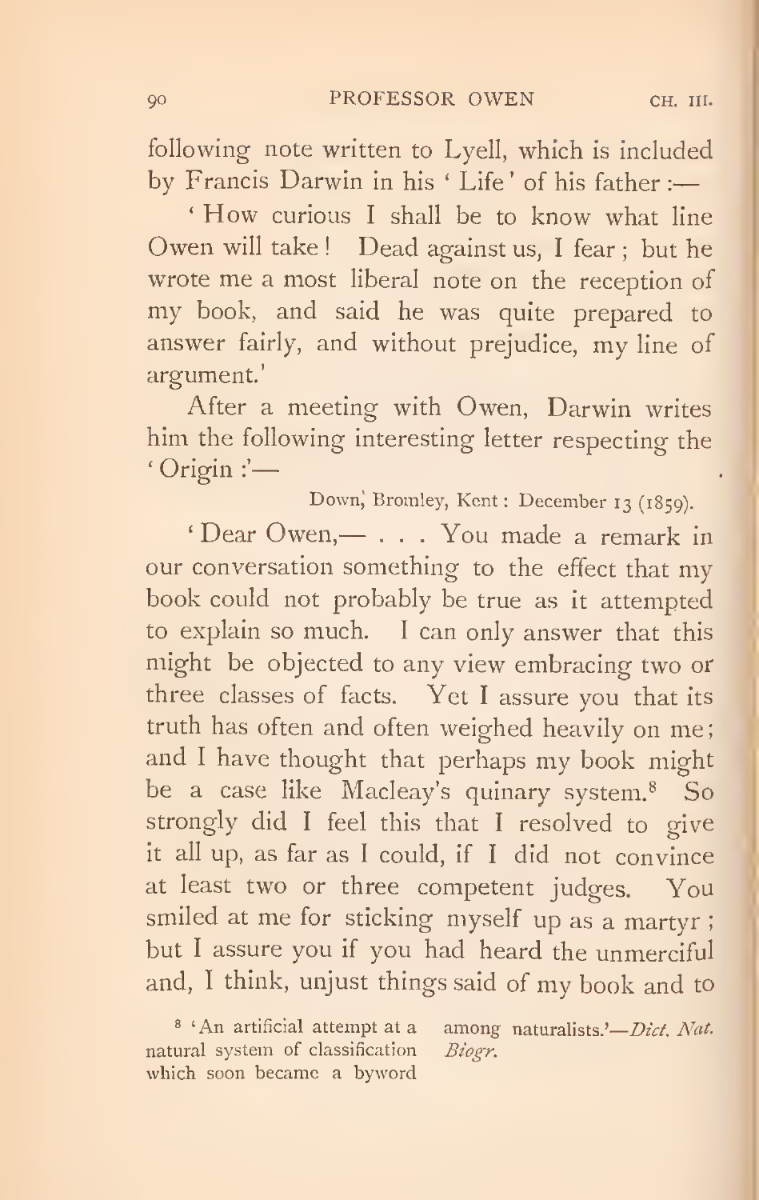following note written to Lyell, which is included by Francis Darwin in his 'Life' of his father :—

'How curious I shall be to know what line Owen will take! Dead against us, I fear; but he wrote me a most liberal note on the reception of my book, and said he was quite prepared to answer fairly, and without prejudice, my line of argument.'

After a meeting with Owen, Darwin writes him the following interesting letter respecting the 'Origin :'—

Down, Bromley, Kent: December 13 (1859).

'Dear Owen,— . . . You made a remark in our conversation something to the effect that my book could not probably be true as it attempted to explain so much. I can only answer that this might be objected to any view embracing two or three classes of facts. Yet I assure you that its truth has often and often weighed heavily on me; and I have thought that perhaps my book might be a case like Macleay's quinary system.[8] So strongly did I feel this that I resolved to give it all up, as far as I could, if I did not convince at least two or three competent judges. You smiled at me for sticking myself up as a martyr; but I assure you if you had heard the unmerciful and, I think, unjust things said of my book and to

[8] 'An artificial attempt at a natural system of classification which soon became a byword among naturalists.'—*Dict. Nat. Biogr.*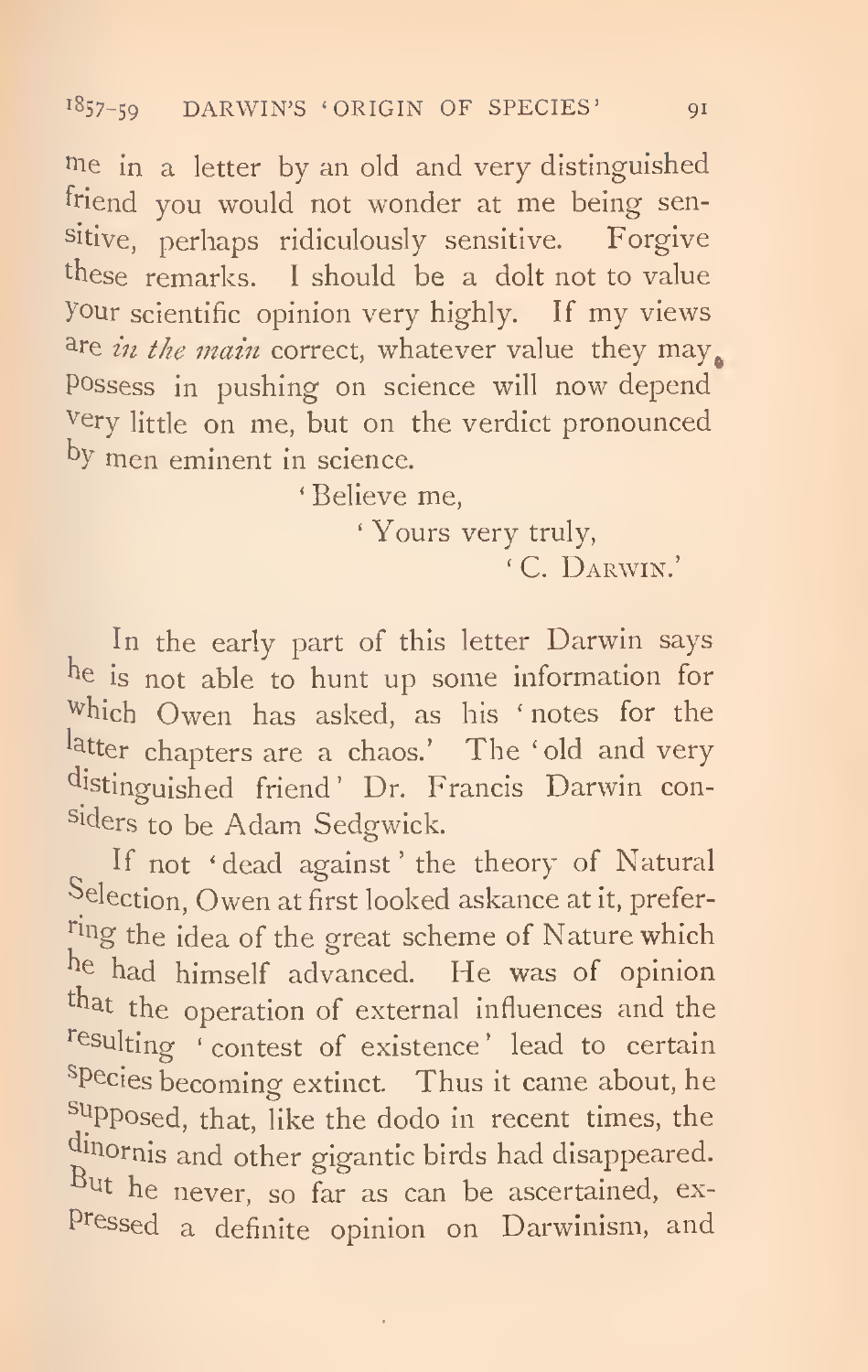me in a letter by an old and very distinguished friend you would not wonder at me being sensitive, perhaps ridiculously sensitive. Forgive these remarks. I should be a dolt not to value your scientific opinion very highly. If my views are *in the main* correct, whatever value they may possess in pushing on science will now depend very little on me, but on the verdict pronounced by men eminent in science.

'Believe me,

'Yours very truly,

'C. DARWIN.'

In the early part of this letter Darwin says he is not able to hunt up some information for which Owen has asked, as his 'notes for the latter chapters are a chaos.' The 'old and very distinguished friend' Dr. Francis Darwin considers to be Adam Sedgwick.

If not 'dead against' the theory of Natural Selection, Owen at first looked askance at it, preferring the idea of the great scheme of Nature which he had himself advanced. He was of opinion that the operation of external influences and the resulting 'contest of existence' lead to certain species becoming extinct. Thus it came about, he supposed, that, like the dodo in recent times, the dinornis and other gigantic birds had disappeared. But he never, so far as can be ascertained, expressed a definite opinion on Darwinism, and